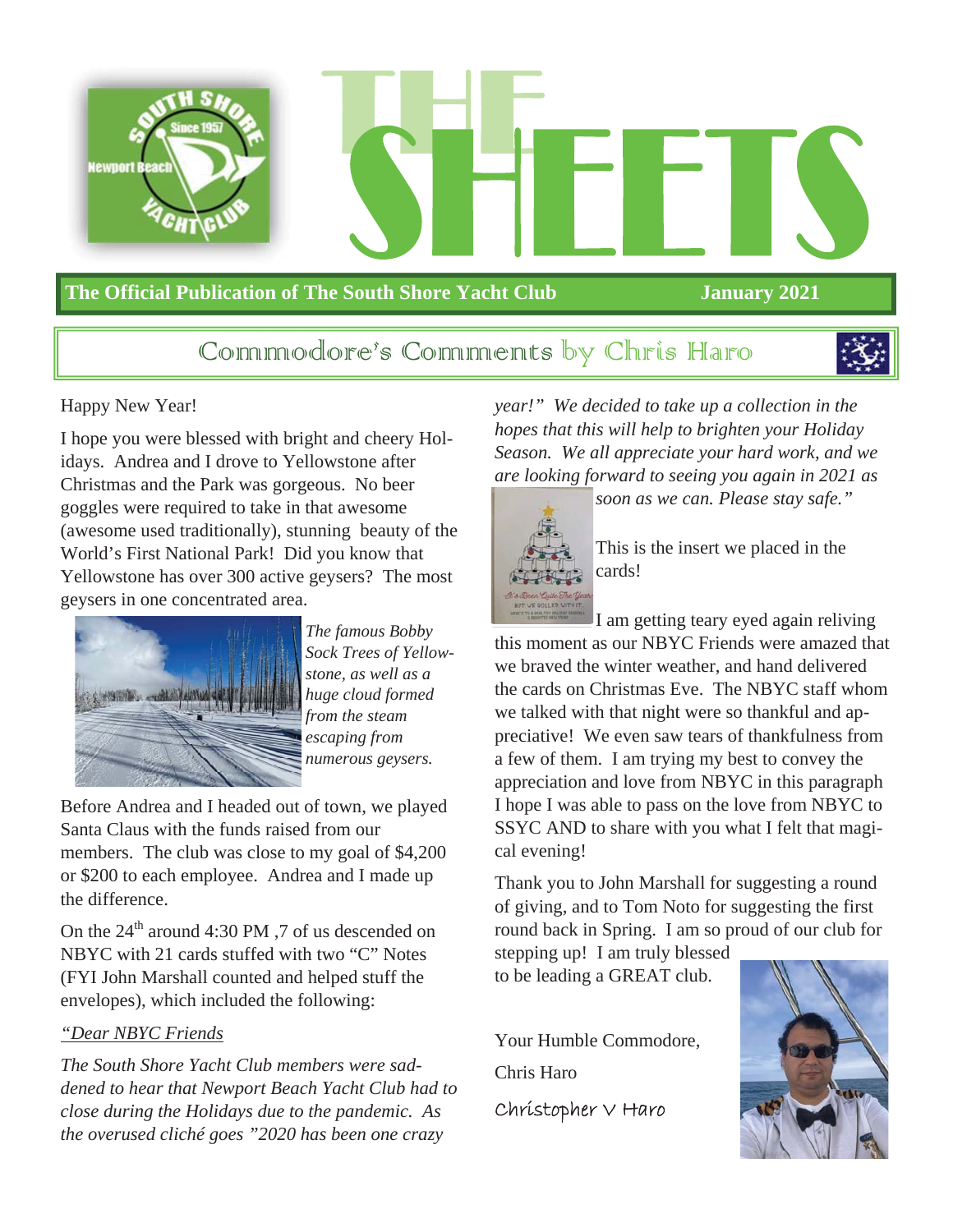# THE SHEETS

**The Official Publication of The South Shore Yacht Club** **January 2021**

## Commodore's Comments by Chris Haro

Happy New Year!

I hope you were blessed with bright and cheery Holidays. Andrea and I drove to Yellowstone after Christmas and the Park was gorgeous. No beer goggles were required to take in that awesome (awesome used traditionally), stunning beauty of the World's First National Park! Did you know that Yellowstone has over 300 active geysers? The most geysers in one concentrated area.

*The famous Bobby Sock Trees of Yellowstone, as well as a huge cloud formed from the steam escaping from numerous geysers.*

Before Andrea and I headed out of town, we played Santa Claus with the funds raised from our members. The club was close to my goal of $4,200 or $200 to each employee. Andrea and I made up the difference.

On the 24th around 4:30 PM ,7 of us descended on NBYC with 21 cards stuffed with two "C" Notes (FYI John Marshall counted and helped stuff the envelopes), which included the following:

*"Dear NBYC Friends*

*The South Shore Yacht Club members were saddened to hear that Newport Beach Yacht Club had to close during the Holidays due to the pandemic. As the overused cliché goes "2020 has been one crazy year!" We decided to take up a collection in the hopes that this will help to brighten your Holiday Season. We all appreciate your hard work, and we are looking forward to seeing you again in 2021 as soon as we can. Please stay safe."*

This is the insert we placed in the cards!

I am getting teary eyed again reliving this moment as our NBYC Friends were amazed that we braved the winter weather, and hand delivered the cards on Christmas Eve. The NBYC staff whom we talked with that night were so thankful and appreciative! We even saw tears of thankfulness from a few of them. I am trying my best to convey the appreciation and love from NBYC in this paragraph I hope I was able to pass on the love from NBYC to SSYC AND to share with you what I felt that magical evening!

Thank you to John Marshall for suggesting a round of giving, and to Tom Noto for suggesting the first round back in Spring. I am so proud of our club for stepping up! I am truly blessed to be leading a GREAT club.

Your Humble Commodore,

Chris Haro

Christopher V Haro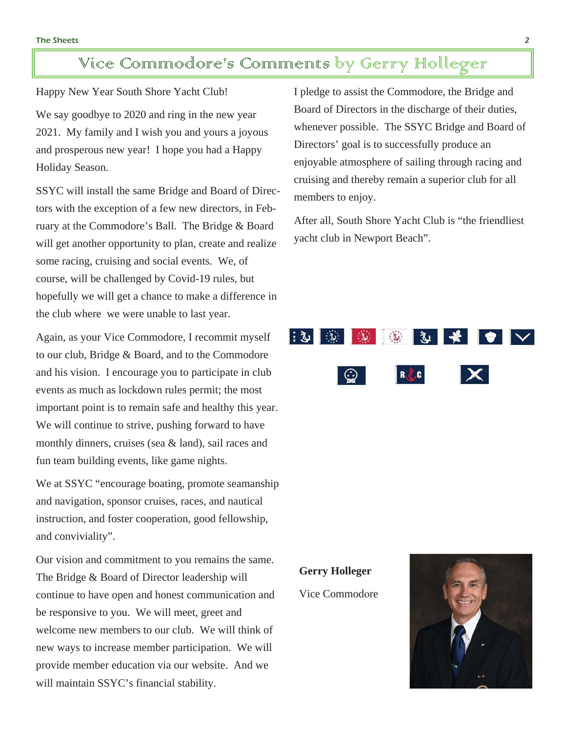# Vice Commodore's Comments by Gerry Hollegger

Happy New Year South Shore Yacht Club!

We say goodbye to 2020 and ring in the new year 2021. My family and I wish you and yours a joyous and prosperous new year! I hope you had a Happy Holiday Season.

SSYC will install the same Bridge and Board of Directors with the exception of a few new directors, in February at the Commodore's Ball. The Bridge & Board will get another opportunity to plan, create and realize some racing, cruising and social events. We, of course, will be challenged by Covid-19 rules, but hopefully we will get a chance to make a difference in the club where we were unable to last year.

Again, as your Vice Commodore, I recommit myself to our club, Bridge & Board, and to the Commodore and his vision. I encourage you to participate in club events as much as lockdown rules permit; the most important point is to remain safe and healthy this year. We will continue to strive, pushing forward to have monthly dinners, cruises (sea & land), sail races and fun team building events, like game nights.

We at SSYC "encourage boating, promote seamanship and navigation, sponsor cruises, races, and nautical instruction, and foster cooperation, good fellowship, and conviviality".

Our vision and commitment to you remains the same. The Bridge & Board of Director leadership will continue to have open and honest communication and be responsive to you. We will meet, greet and welcome new members to our club. We will think of new ways to increase member participation. We will provide member education via our website. And we will maintain SSYC's financial stability.

I pledge to assist the Commodore, the Bridge and Board of Directors in the discharge of their duties, whenever possible. The SSYC Bridge and Board of Directors' goal is to successfully produce an enjoyable atmosphere of sailing through racing and cruising and thereby remain a superior club for all members to enjoy.

After all, South Shore Yacht Club is "the friendliest yacht club in Newport Beach".

**Gerry Hollegger**

Vice Commodore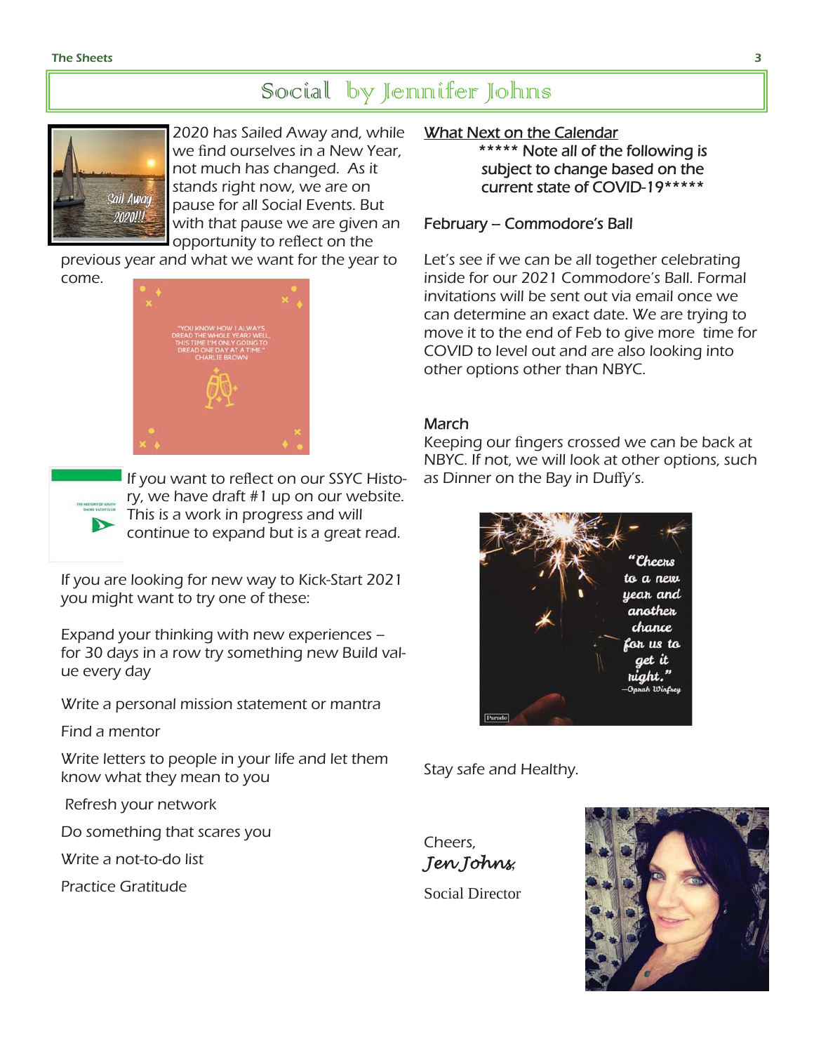# Social by Jennifer Johns

2020 has Sailed Away and, while we find ourselves in a New Year, not much has changed. As it stands right now, we are on pause for all Social Events. But with that pause we are given an opportunity to reflect on the previous year and what we want for the year to come.

If you want to reflect on our SSYC History, we have draft #1 up on our website. This is a work in progress and will continue to expand but is a great read.

If you are looking for new way to Kick-Start 2021 you might want to try one of these:

Expand your thinking with new experiences – for 30 days in a row try something new Build value every day

Write a personal mission statement or mantra

Find a mentor

Write letters to people in your life and let them know what they mean to you

Refresh your network

Do something that scares you

Write a not-to-do list

Practice Gratitude

## What Next on the Calendar

***** Note all of the following is subject to change based on the current state of COVID-19*****

### February – Commodore's Ball

Let's see if we can be all together celebrating inside for our 2021 Commodore's Ball. Formal invitations will be sent out via email once we can determine an exact date. We are trying to move it to the end of Feb to give more time for COVID to level out and are also looking into other options other than NBYC.

### March

Keeping our fingers crossed we can be back at NBYC. If not, we will look at other options, such as Dinner on the Bay in Duffy's.

Stay safe and Healthy.

Cheers,

*Jen Johns,*

Social Director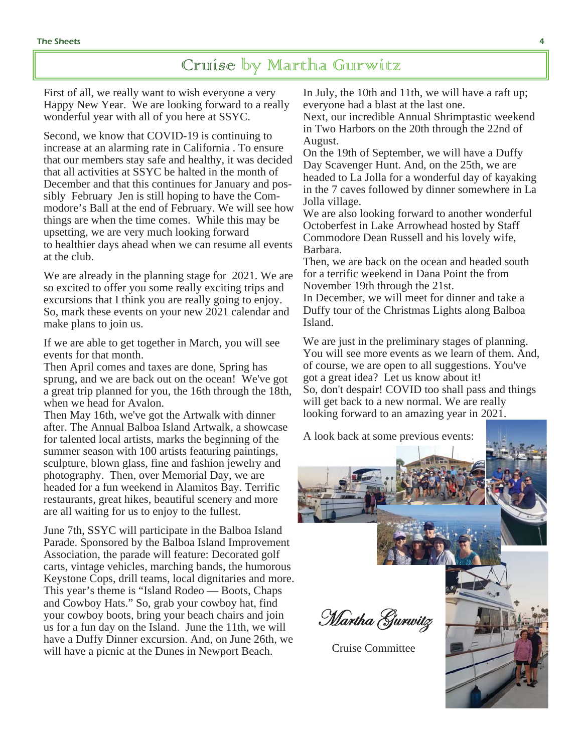# Cruise by Martha Gurwitz

First of all, we really want to wish everyone a very Happy New Year. We are looking forward to a really wonderful year with all of you here at SSYC.

Second, we know that COVID-19 is continuing to increase at an alarming rate in California . To ensure that our members stay safe and healthy, it was decided that all activities at SSYC be halted in the month of December and that this continues for January and possibly February Jen is still hoping to have the Commodore's Ball at the end of February. We will see how things are when the time comes. While this may be upsetting, we are very much looking forward to healthier days ahead when we can resume all events at the club.

We are already in the planning stage for 2021. We are so excited to offer you some really exciting trips and excursions that I think you are really going to enjoy. So, mark these events on your new 2021 calendar and make plans to join us.

If we are able to get together in March, you will see events for that month.

Then April comes and taxes are done, Spring has sprung, and we are back out on the ocean! We've got a great trip planned for you, the 16th through the 18th, when we head for Avalon.

Then May 16th, we've got the Artwalk with dinner after. The Annual Balboa Island Artwalk, a showcase for talented local artists, marks the beginning of the summer season with 100 artists featuring paintings, sculpture, blown glass, fine and fashion jewelry and photography. Then, over Memorial Day, we are headed for a fun weekend in Alamitos Bay. Terrific restaurants, great hikes, beautiful scenery and more are all waiting for us to enjoy to the fullest.

June 7th, SSYC will participate in the Balboa Island Parade. Sponsored by the Balboa Island Improvement Association, the parade will feature: Decorated golf carts, vintage vehicles, marching bands, the humorous Keystone Cops, drill teams, local dignitaries and more. This year's theme is "Island Rodeo — Boots, Chaps and Cowboy Hats." So, grab your cowboy hat, find your cowboy boots, bring your beach chairs and join us for a fun day on the Island. June the 11th, we will have a Duffy Dinner excursion. And, on June 26th, we will have a picnic at the Dunes in Newport Beach.

In July, the 10th and 11th, we will have a raft up; everyone had a blast at the last one.

Next, our incredible Annual Shrimptastic weekend in Two Harbors on the 20th through the 22nd of August.

On the 19th of September, we will have a Duffy Day Scavenger Hunt. And, on the 25th, we are headed to La Jolla for a wonderful day of kayaking in the 7 caves followed by dinner somewhere in La Jolla village.

We are also looking forward to another wonderful Octoberfest in Lake Arrowhead hosted by Staff Commodore Dean Russell and his lovely wife, Barbara.

Then, we are back on the ocean and headed south for a terrific weekend in Dana Point the from November 19th through the 21st.

In December, we will meet for dinner and take a Duffy tour of the Christmas Lights along Balboa Island.

We are just in the preliminary stages of planning. You will see more events as we learn of them. And, of course, we are open to all suggestions. You've got a great idea? Let us know about it!

So, don't despair! COVID too shall pass and things will get back to a new normal. We are really looking forward to an amazing year in 2021.

A look back at some previous events:

*Martha Gurwitz*

Cruise Committee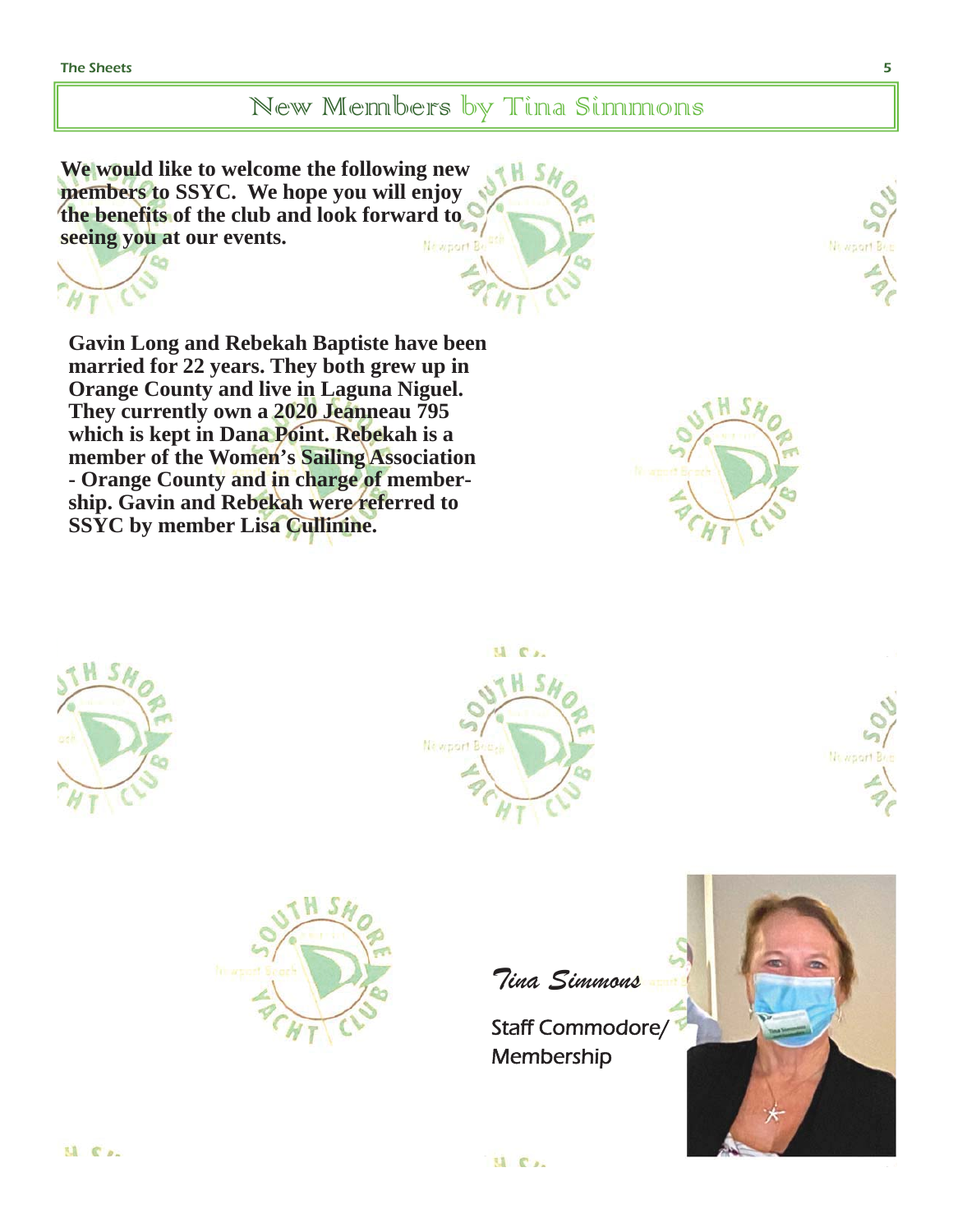# New Members by Tina Simmons

**We would like to welcome the following new members to SSYC. We hope you will enjoy the benefits of the club and look forward to seeing you at our events.**

**Gavin Long and Rebekah Baptiste have been married for 22 years. They both grew up in Orange County and live in Laguna Niguel. They currently own a 2020 Jeanneau 795 which is kept in Dana Point. Rebekah is a member of the Women's Sailing Association - Orange County and in charge of membership. Gavin and Rebekah were referred to SSYC by member Lisa Cullinine.**

*Tina Simmons*

Staff Commodore/ Membership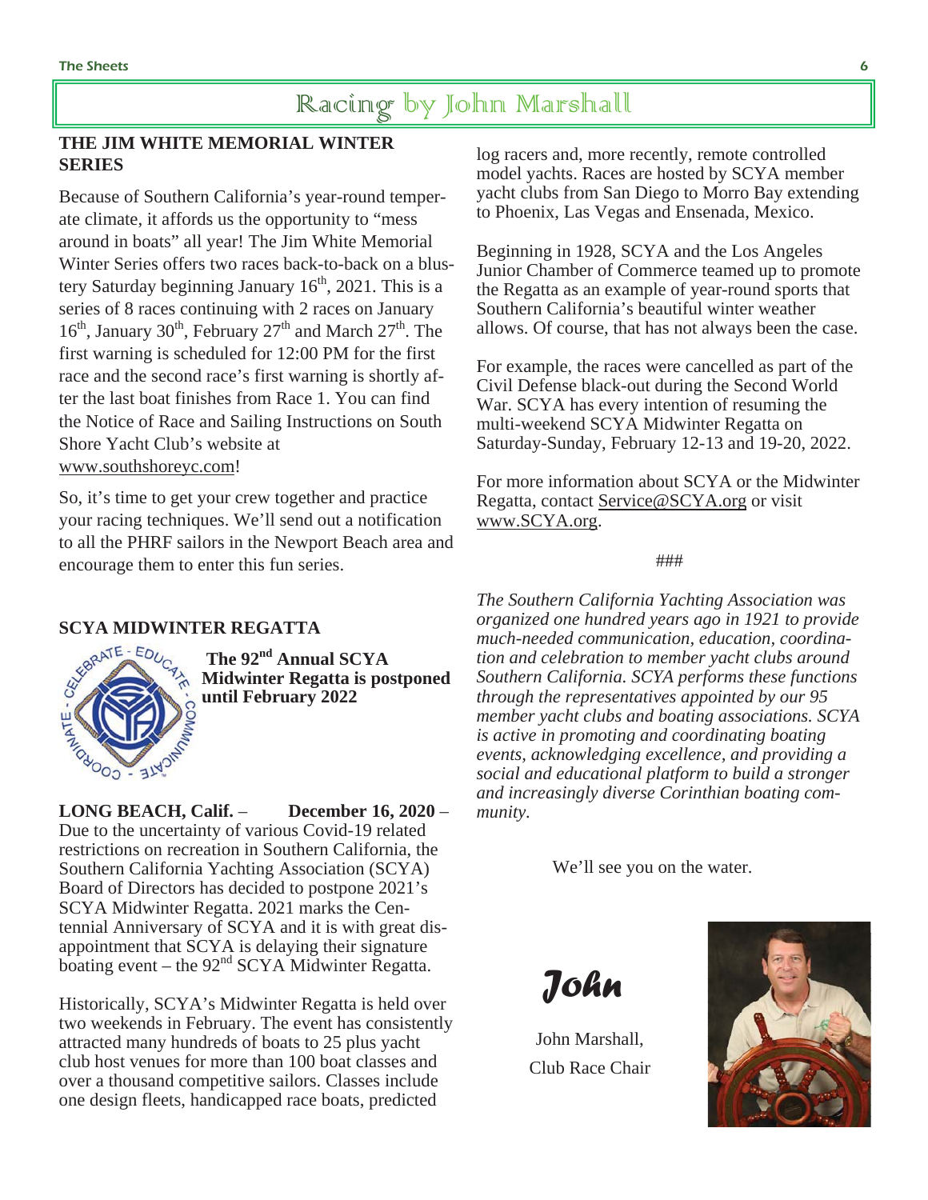# Racing by John Marshall

## THE JIM WHITE MEMORIAL WINTER SERIES

Because of Southern California's year-round temperate climate, it affords us the opportunity to "mess around in boats" all year! The Jim White Memorial Winter Series offers two races back-to-back on a blustery Saturday beginning January 16th, 2021. This is a series of 8 races continuing with 2 races on January 16th, January 30th, February 27th and March 27th. The first warning is scheduled for 12:00 PM for the first race and the second race's first warning is shortly after the last boat finishes from Race 1. You can find the Notice of Race and Sailing Instructions on South Shore Yacht Club's website at www.southshoreyc.com!

So, it's time to get your crew together and practice your racing techniques. We'll send out a notification to all the PHRF sailors in the Newport Beach area and encourage them to enter this fun series.

## SCYA MIDWINTER REGATTA

**The 92nd Annual SCYA Midwinter Regatta is postponed until February 2022**

**LONG BEACH, Calif.** – **December 16, 2020** – Due to the uncertainty of various Covid-19 related restrictions on recreation in Southern California, the Southern California Yachting Association (SCYA) Board of Directors has decided to postpone 2021's SCYA Midwinter Regatta. 2021 marks the Centennial Anniversary of SCYA and it is with great disappointment that SCYA is delaying their signature boating event – the 92nd SCYA Midwinter Regatta.

Historically, SCYA's Midwinter Regatta is held over two weekends in February. The event has consistently attracted many hundreds of boats to 25 plus yacht club host venues for more than 100 boat classes and over a thousand competitive sailors. Classes include one design fleets, handicapped race boats, predicted log racers and, more recently, remote controlled model yachts. Races are hosted by SCYA member yacht clubs from San Diego to Morro Bay extending to Phoenix, Las Vegas and Ensenada, Mexico.

Beginning in 1928, SCYA and the Los Angeles Junior Chamber of Commerce teamed up to promote the Regatta as an example of year-round sports that Southern California's beautiful winter weather allows. Of course, that has not always been the case.

For example, the races were cancelled as part of the Civil Defense black-out during the Second World War. SCYA has every intention of resuming the multi-weekend SCYA Midwinter Regatta on Saturday-Sunday, February 12-13 and 19-20, 2022.

For more information about SCYA or the Midwinter Regatta, contact Service@SCYA.org or visit www.SCYA.org.

###

*The Southern California Yachting Association was organized one hundred years ago in 1921 to provide much-needed communication, education, coordination and celebration to member yacht clubs around Southern California. SCYA performs these functions through the representatives appointed by our 95 member yacht clubs and boating associations. SCYA is active in promoting and coordinating boating events, acknowledging excellence, and providing a social and educational platform to build a stronger and increasingly diverse Corinthian boating community.*

We'll see you on the water.

*John*

John Marshall,
Club Race Chair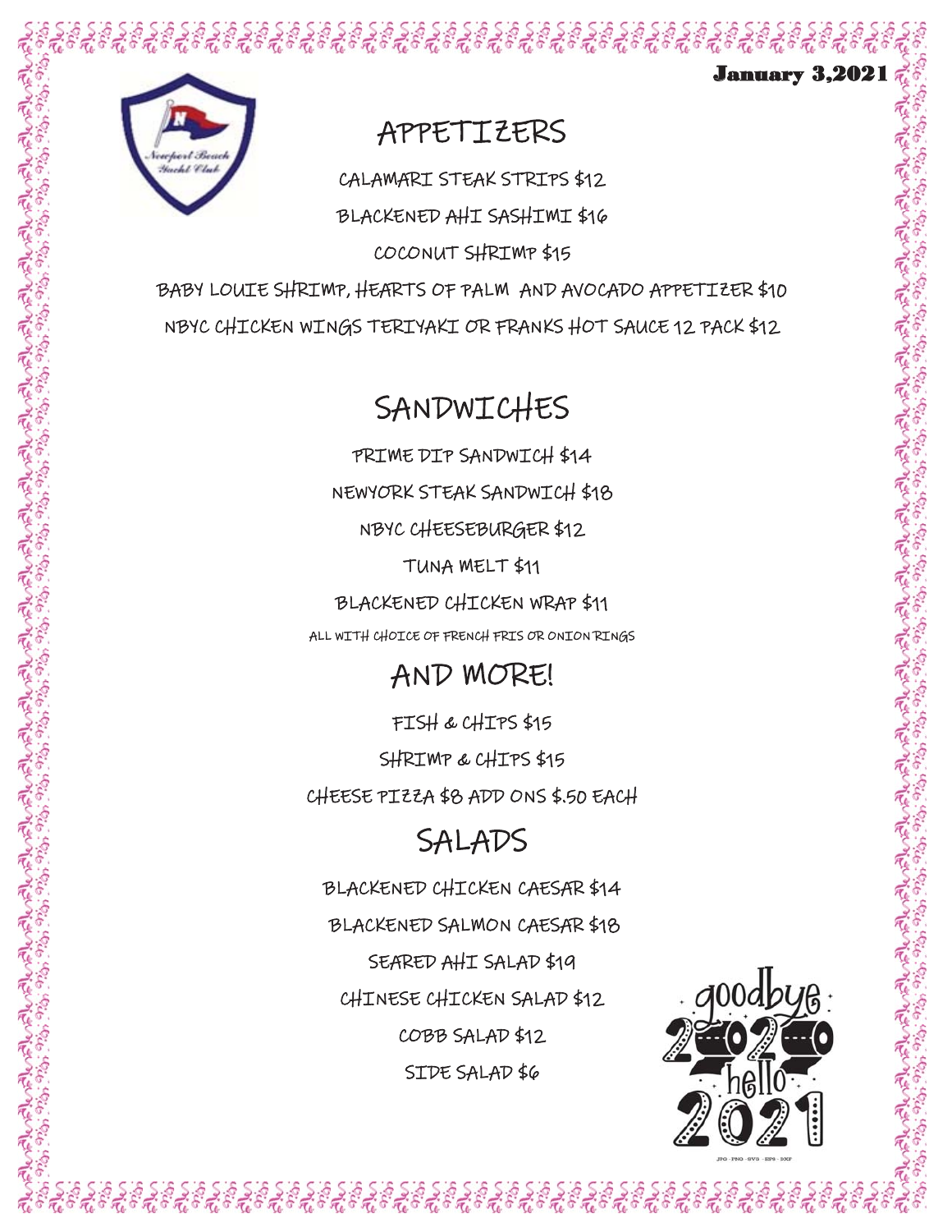January 3,2021

# APPETIZERS

CALAMARI STEAK STRIPS $12

BLACKENED AHI SASHIMI $16

COCONUT SHRIMP $15

BABY LOUIE SHRIMP, HEARTS OF PALM AND AVOCADO APPETIZER $10

NBYC CHICKEN WINGS TERIYAKI OR FRANKS HOT SAUCE 12 PACK $12

# SANDWICHES

PRIME DIP SANDWICH $14

NEWYORK STEAK SANDWICH $18

NBYC CHEESEBURGER $12

TUNA MELT $11

BLACKENED CHICKEN WRAP $11

ALL WITH CHOICE OF FRENCH FRIS OR ONION RINGS

# AND MORE!

FISH & CHIPS $15

SHRIMP & CHIPS $15

CHEESE PIZZA $8 ADD ONS $.50 EACH

# SALADS

BLACKENED CHICKEN CAESAR $14

BLACKENED SALMON CAESAR $18

SEARED AHI SALAD $19

CHINESE CHICKEN SALAD $12

COBB SALAD $12

SIDE SALAD $6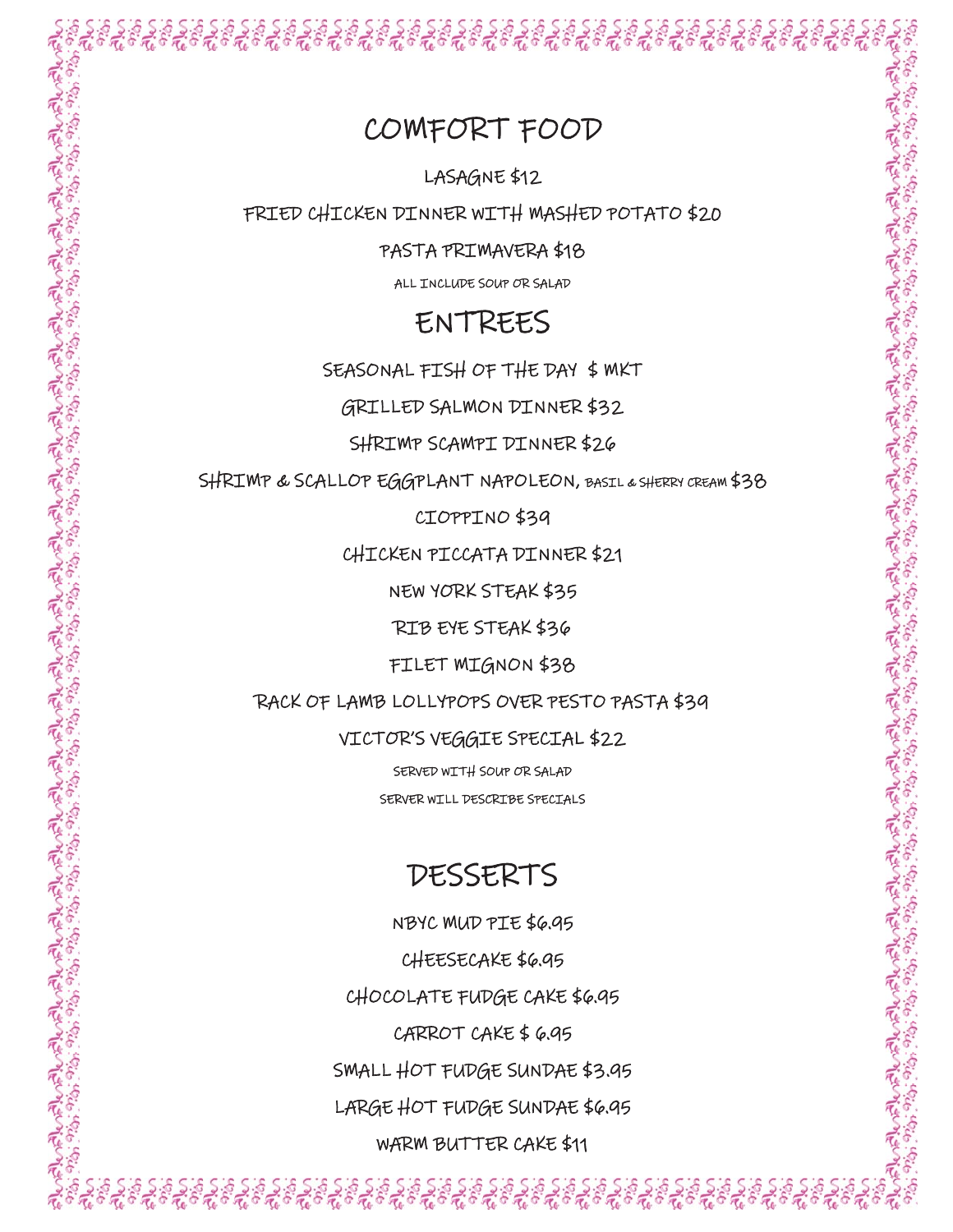# COMFORT FOOD

LASAGNE $12

FRIED CHICKEN DINNER WITH MASHED POTATO $20

PASTA PRIMAVERA $18

ALL INCLUDE SOUP OR SALAD

# ENTREES

SEASONAL FISH OF THE DAY $ MKT

GRILLED SALMON DINNER $32

SHRIMP SCAMPI DINNER $26

SHRIMP & SCALLOP EGGPLANT NAPOLEON, BASIL & SHERRY CREAM $38

CIOPPINO $39

CHICKEN PICCATA DINNER $21

NEW YORK STEAK $35

RIB EYE STEAK $36

FILET MIGNON $38

RACK OF LAMB LOLLYPOPS OVER PESTO PASTA $39

VICTOR'S VEGGIE SPECIAL $22

SERVED WITH SOUP OR SALAD

SERVER WILL DESCRIBE SPECIALS

# DESSERTS

NBYC MUD PIE $6.95

CHEESECAKE $6.95

CHOCOLATE FUDGE CAKE $6.95

CARROT CAKE $ 6.95

SMALL HOT FUDGE SUNDAE $3.95

LARGE HOT FUDGE SUNDAE $6.95

WARM BUTTER CAKE $11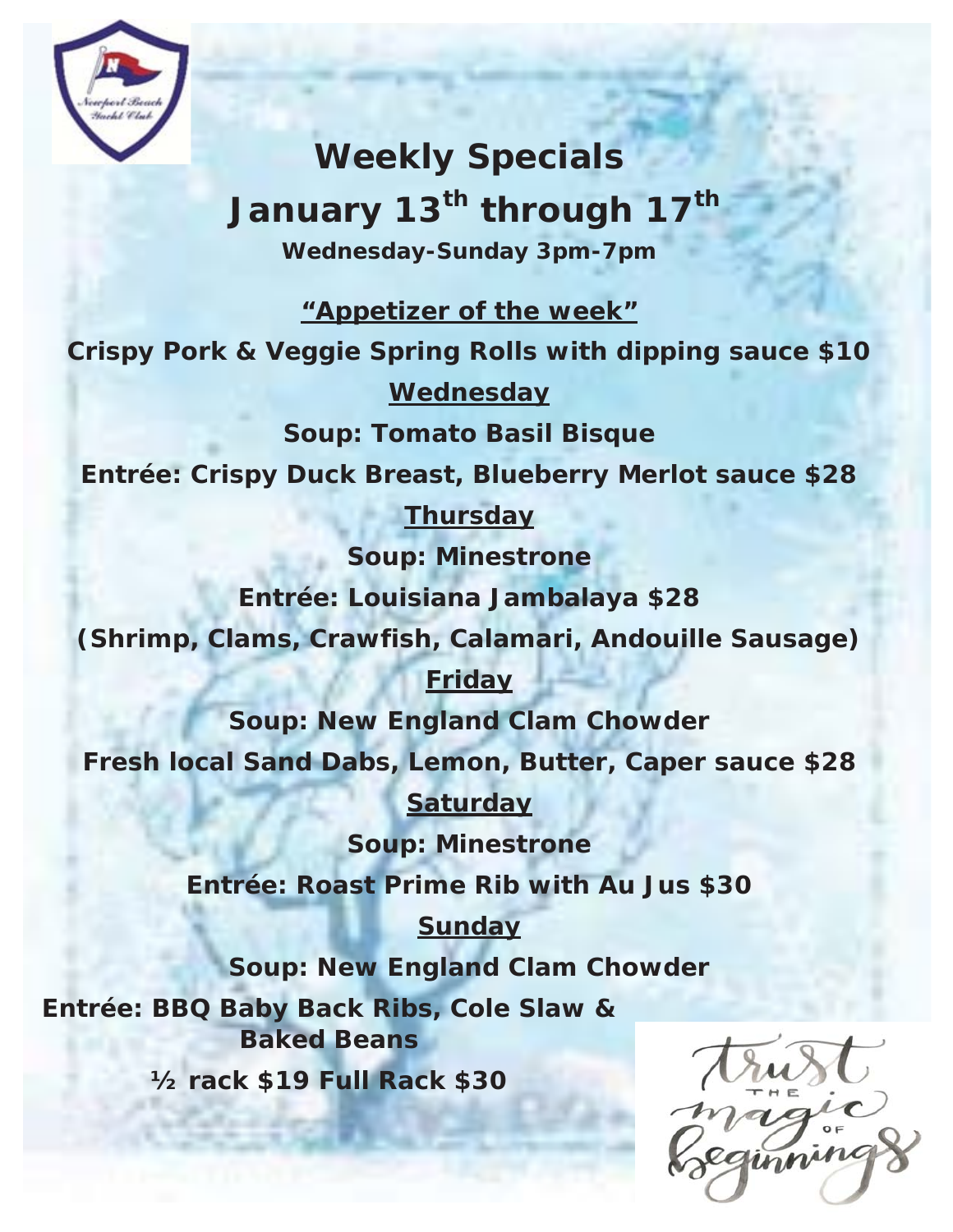# Weekly Specials

## January 13th through 17th

**Wednesday-Sunday 3pm-7pm**

**"Appetizer of the week"**

**Crispy Pork & Veggie Spring Rolls with dipping sauce $10**

**Wednesday**

**Soup: Tomato Basil Bisque**

**Entrée: Crispy Duck Breast, Blueberry Merlot sauce $28**

**Thursday**

**Soup: Minestrone**

**Entrée: Louisiana Jambalaya $28**

**(Shrimp, Clams, Crawfish, Calamari, Andouille Sausage)**

**Friday**

**Soup: New England Clam Chowder**

**Fresh local Sand Dabs, Lemon, Butter, Caper sauce $28**

**Saturday**

**Soup: Minestrone**

**Entrée: Roast Prime Rib with Au Jus $30**

**Sunday**

**Soup: New England Clam Chowder**

**Entrée: BBQ Baby Back Ribs, Cole Slaw & Baked Beans**

**½ rack $19 Full Rack $30**

trust the magic of beginnings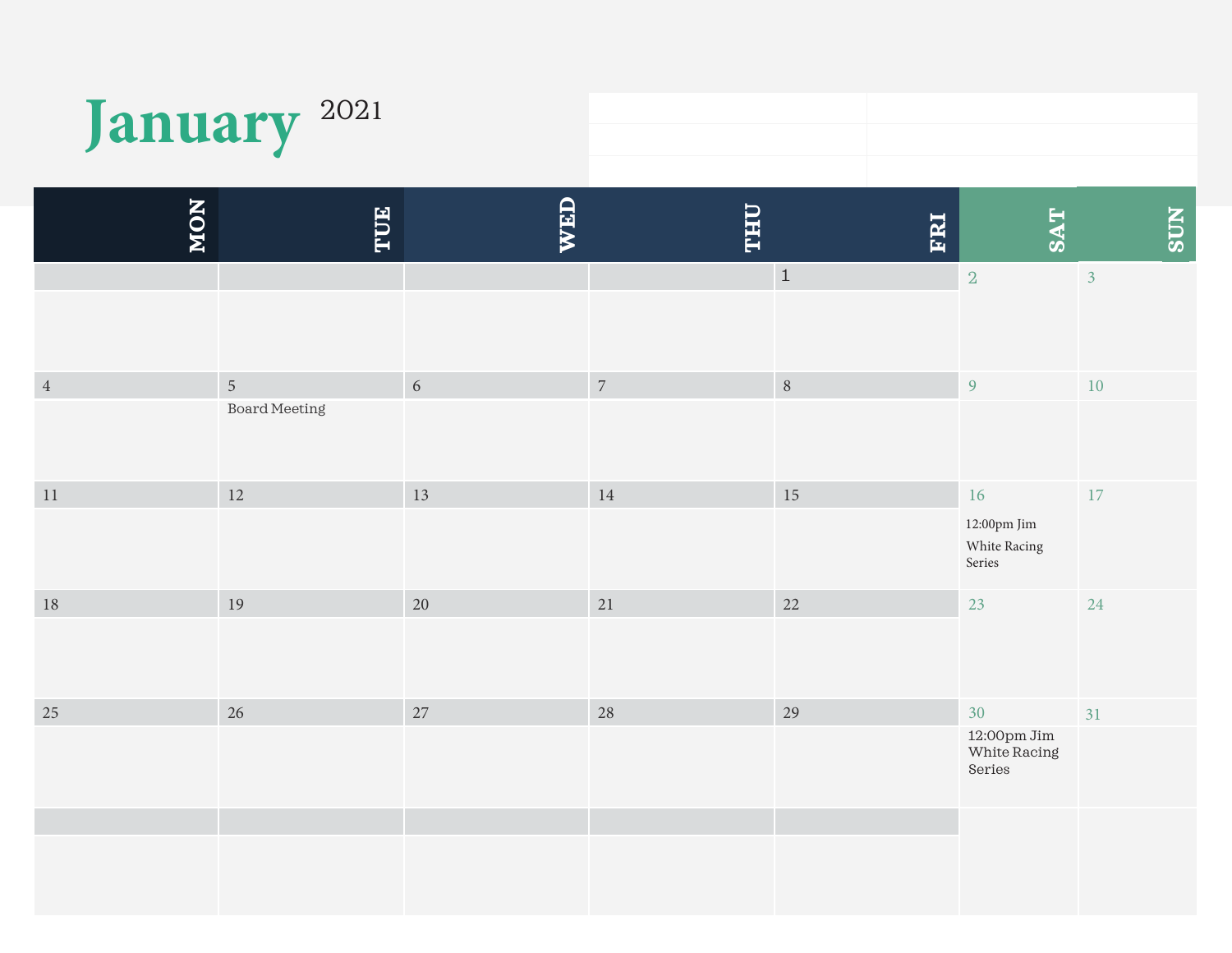# January 2021

| MON | TUE | WED | THU | FRI | SAT | SUN |
|---|---|---|---|---|---|---|
| | | | | 1 | 2 | 3 |
| 4 | 5 Board Meeting | 6 | 7 | 8 | 9 | 10 |
| 11 | 12 | 13 | 14 | 15 | 16 12:00pm Jim White Racing Series | 17 |
| 18 | 19 | 20 | 21 | 22 | 23 | 24 |
| 25 | 26 | 27 | 28 | 29 | 30 12:00pm Jim White Racing Series | 31 |
| | | | | | | |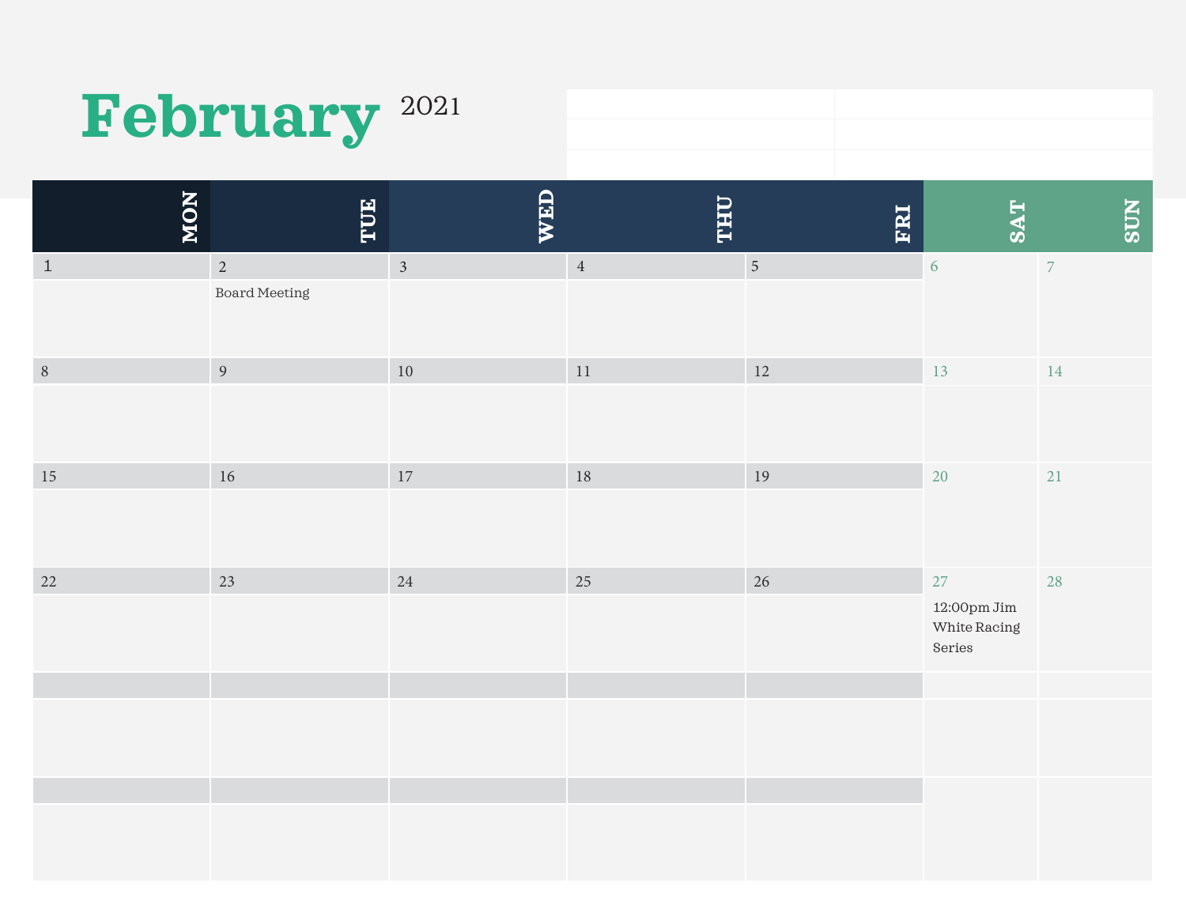# February 2021

| MON | TUE | WED | THU | FRI | SAT | SUN |
|---|---|---|---|---|---|---|
| 1 | 2 Board Meeting | 3 | 4 | 5 | 6 | 7 |
| 8 | 9 | 10 | 11 | 12 | 13 | 14 |
| 15 | 16 | 17 | 18 | 19 | 20 | 21 |
| 22 | 23 | 24 | 25 | 26 | 27 12:00pm Jim White Racing Series | 28 |
| | | | | | | |
| | | | | | | |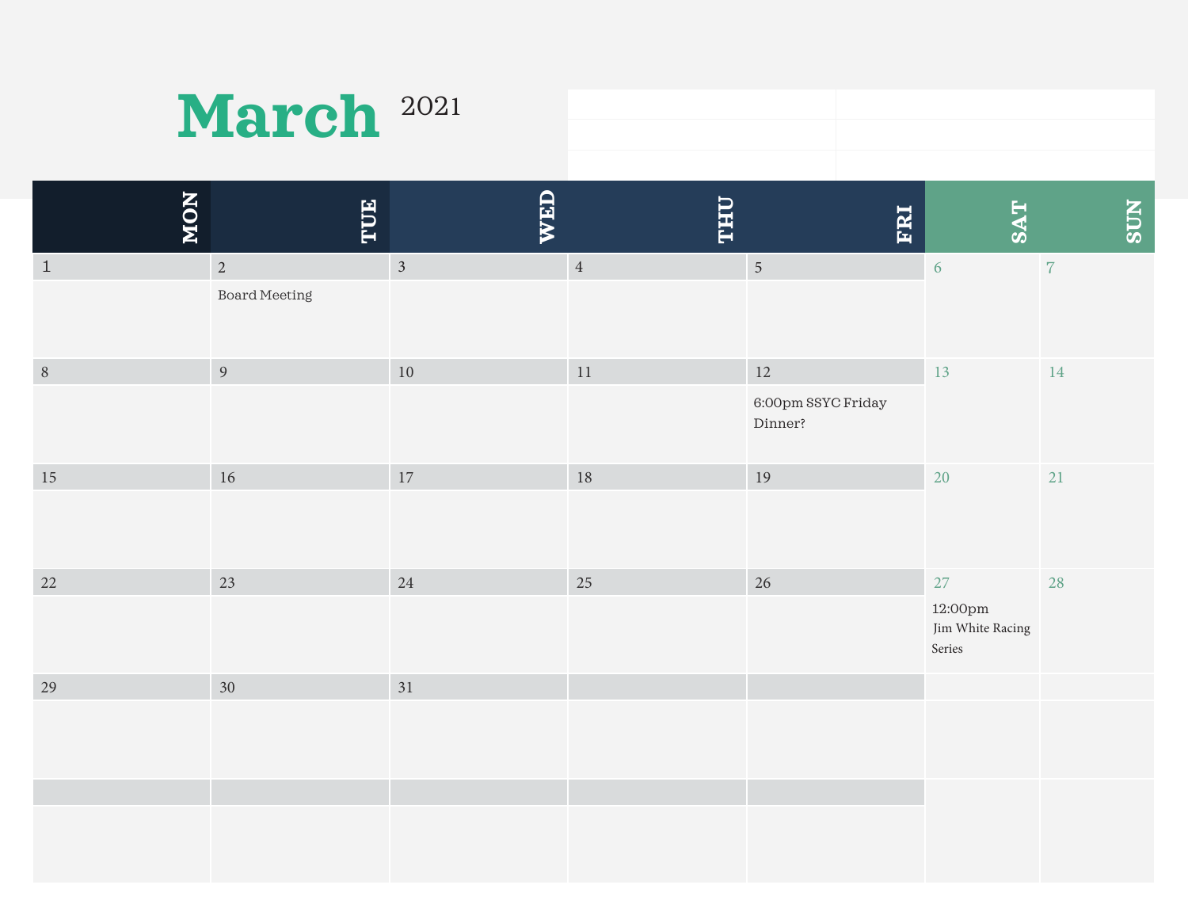# March 2021

| MON | TUE | WED | THU | FRI | SAT | SUN |
|---|---|---|---|---|---|---|
| 1 | 2 Board Meeting | 3 | 4 | 5 | 6 | 7 |
| 8 | 9 | 10 | 11 | 12 6:00pm SSYC Friday Dinner? | 13 | 14 |
| 15 | 16 | 17 | 18 | 19 | 20 | 21 |
| 22 | 23 | 24 | 25 | 26 | 27 12:00pm Jim White Racing Series | 28 |
| 29 | 30 | 31 | | | | |
| | | | | | | |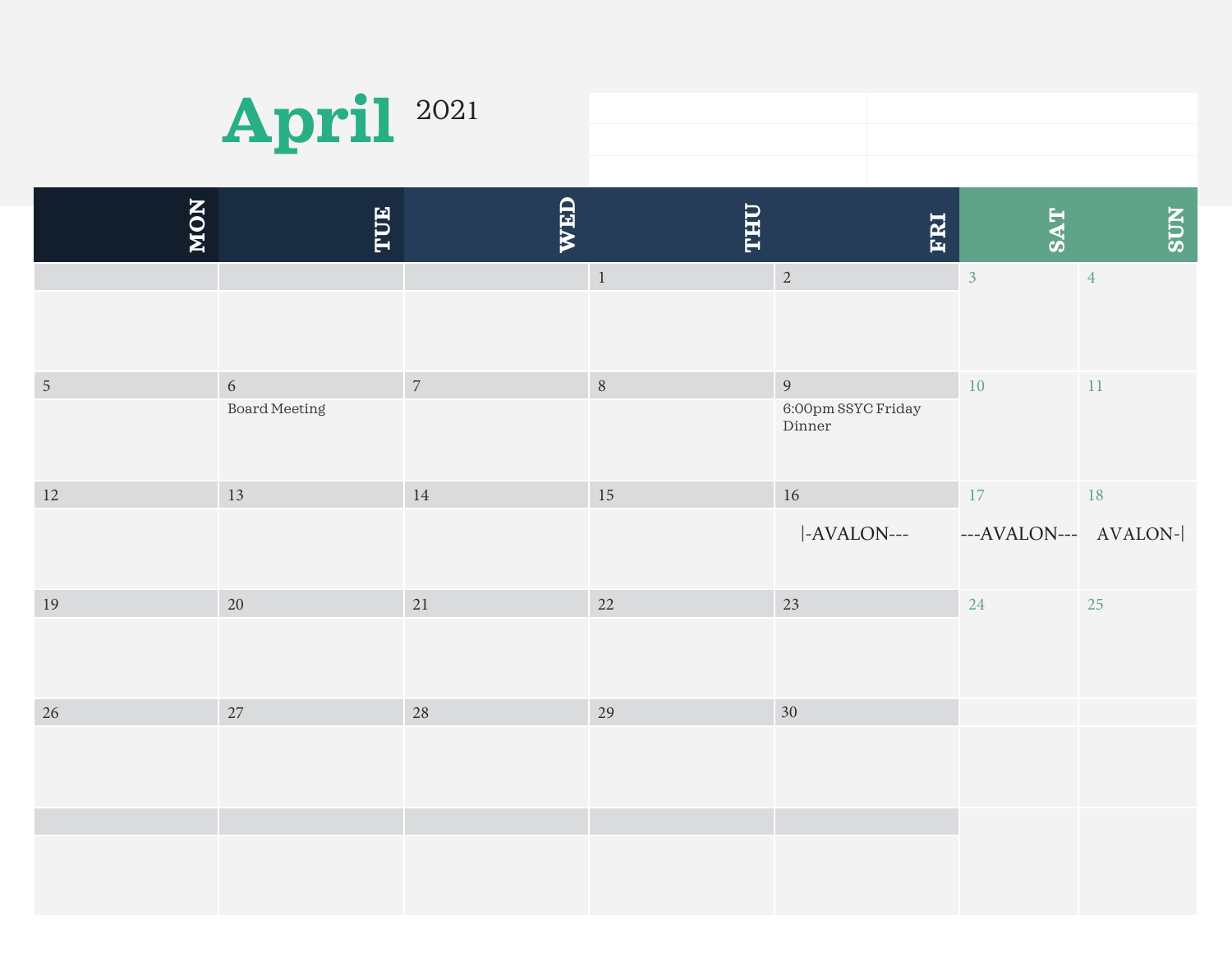# April 2021

| MON | TUE | WED | THU | FRI | SAT | SUN |
|---|---|---|---|---|---|---|
| | | | 1 | 2 | 3 | 4 |
| 5 | 6 Board Meeting | 7 | 8 | 9 6:00pm SSYC Friday Dinner | 10 | 11 |
| 12 | 13 | 14 | 15 | 16 \|-AVALON--- | 17 ---AVALON--- | 18 AVALON-\| |
| 19 | 20 | 21 | 22 | 23 | 24 | 25 |
| 26 | 27 | 28 | 29 | 30 | | |
| | | | | | | |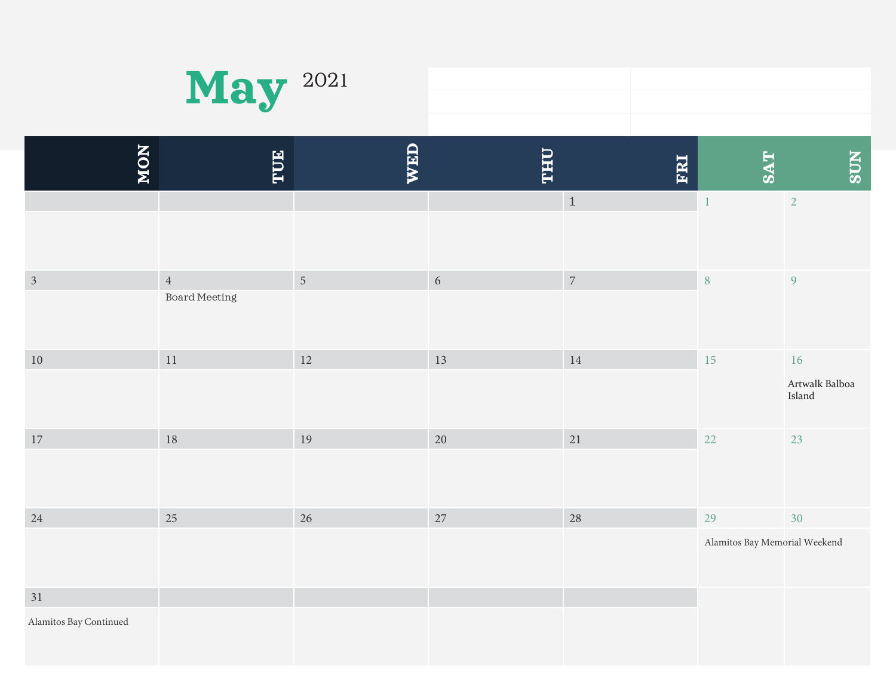# May 2021

| MON | TUE | WED | THU | FRI | SAT | SUN |
|---|---|---|---|---|---|---|
| | | | | 1 | 1 | 2 |
| 3 | 4<br>Board Meeting | 5 | 6 | 7 | 8 | 9 |
| 10 | 11 | 12 | 13 | 14 | 15 | 16<br>Artwalk Balboa Island |
| 17 | 18 | 19 | 20 | 21 | 22 | 23 |
| 24 | 25 | 26 | 27 | 28 | 29<br>Alamitos Bay Memorial Weekend | 30 |
| 31<br>Alamitos Bay Continued | | | | | | |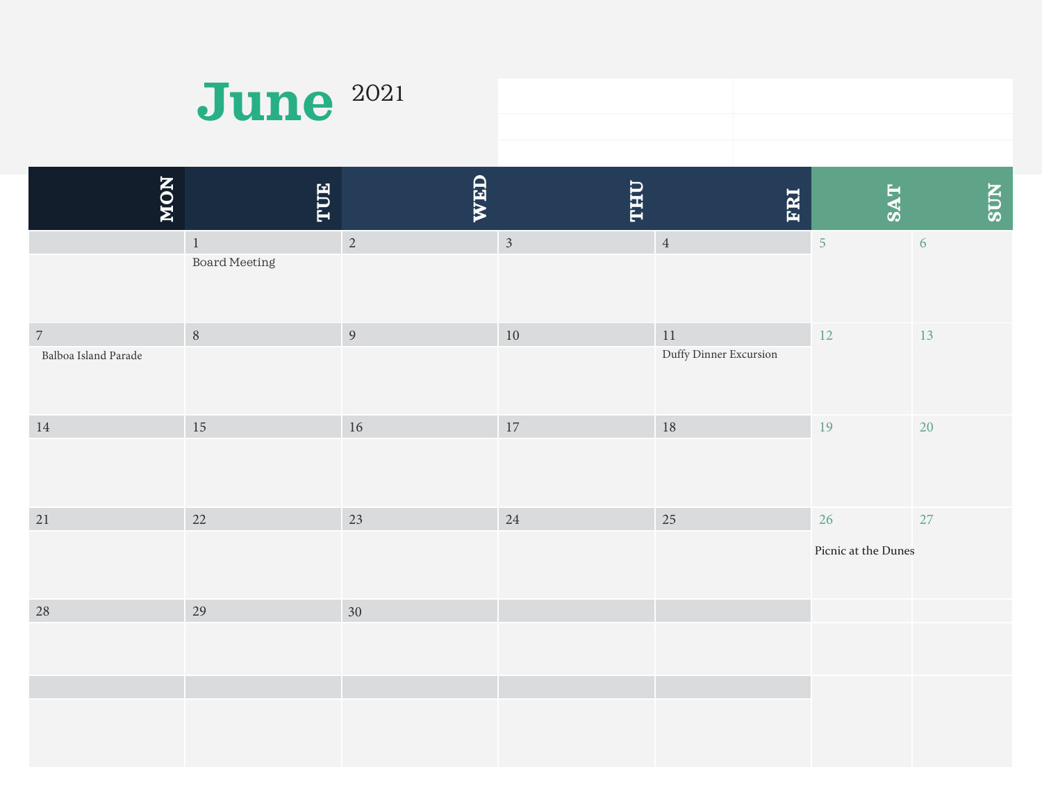# June 2021

| MON | TUE | WED | THU | FRI | SAT | SUN |
|---|---|---|---|---|---|---|
| | 1 Board Meeting | 2 | 3 | 4 | 5 | 6 |
| 7 Balboa Island Parade | 8 | 9 | 10 | 11 Duffy Dinner Excursion | 12 | 13 |
| 14 | 15 | 16 | 17 | 18 | 19 | 20 |
| 21 | 22 | 23 | 24 | 25 | 26 Picnic at the Dunes | 27 |
| 28 | 29 | 30 | | | | |
| | | | | | | |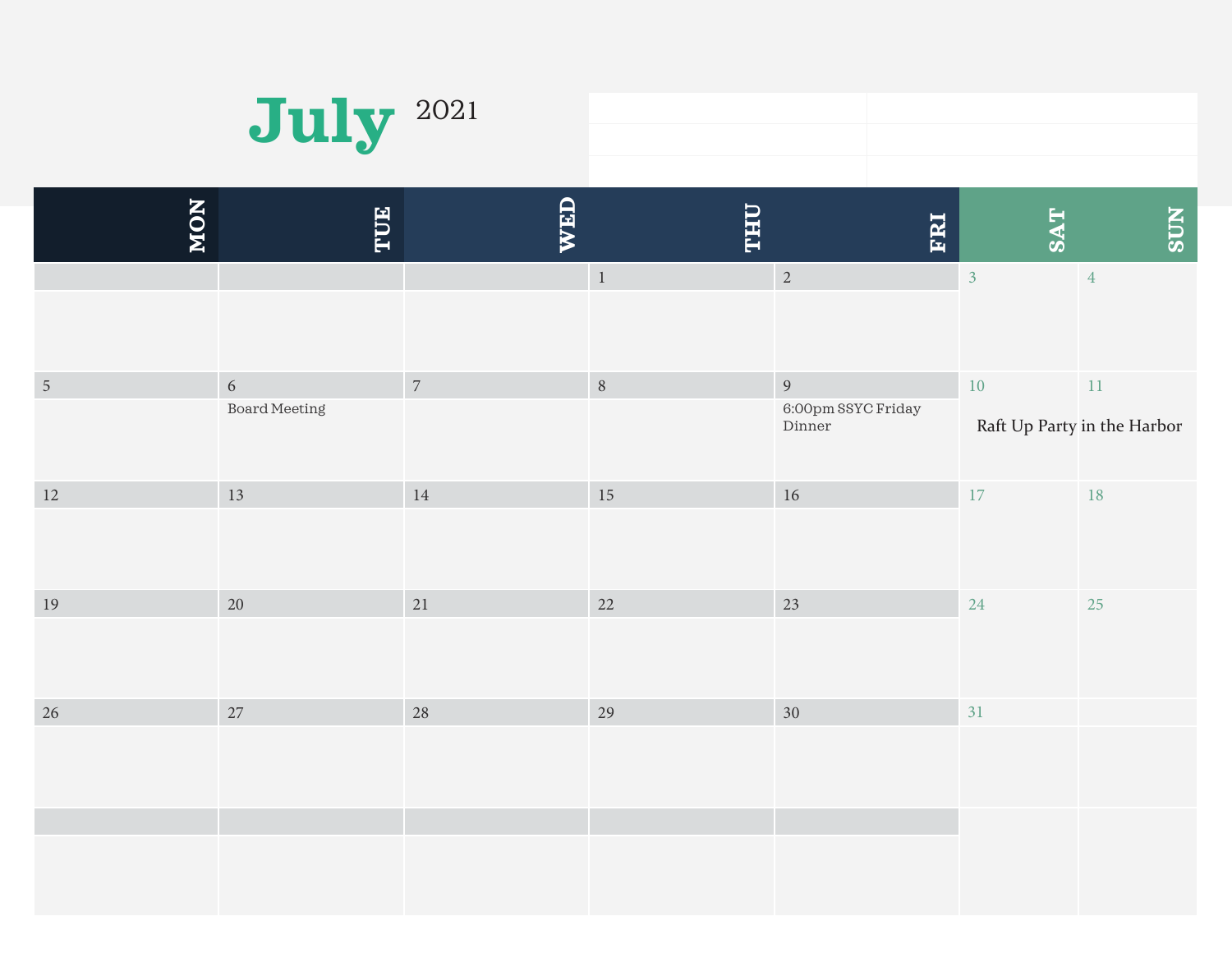# July 2021

| MON | TUE | WED | THU | FRI | SAT | SUN |
|---|---|---|---|---|---|---|
| | | | 1 | 2 | 3 | 4 |
| 5 | 6 Board Meeting | 7 | 8 | 9 6:00pm SSYC Friday Dinner | 10 Raft Up Party in the Harbor | 11 |
| 12 | 13 | 14 | 15 | 16 | 17 | 18 |
| 19 | 20 | 21 | 22 | 23 | 24 | 25 |
| 26 | 27 | 28 | 29 | 30 | 31 | |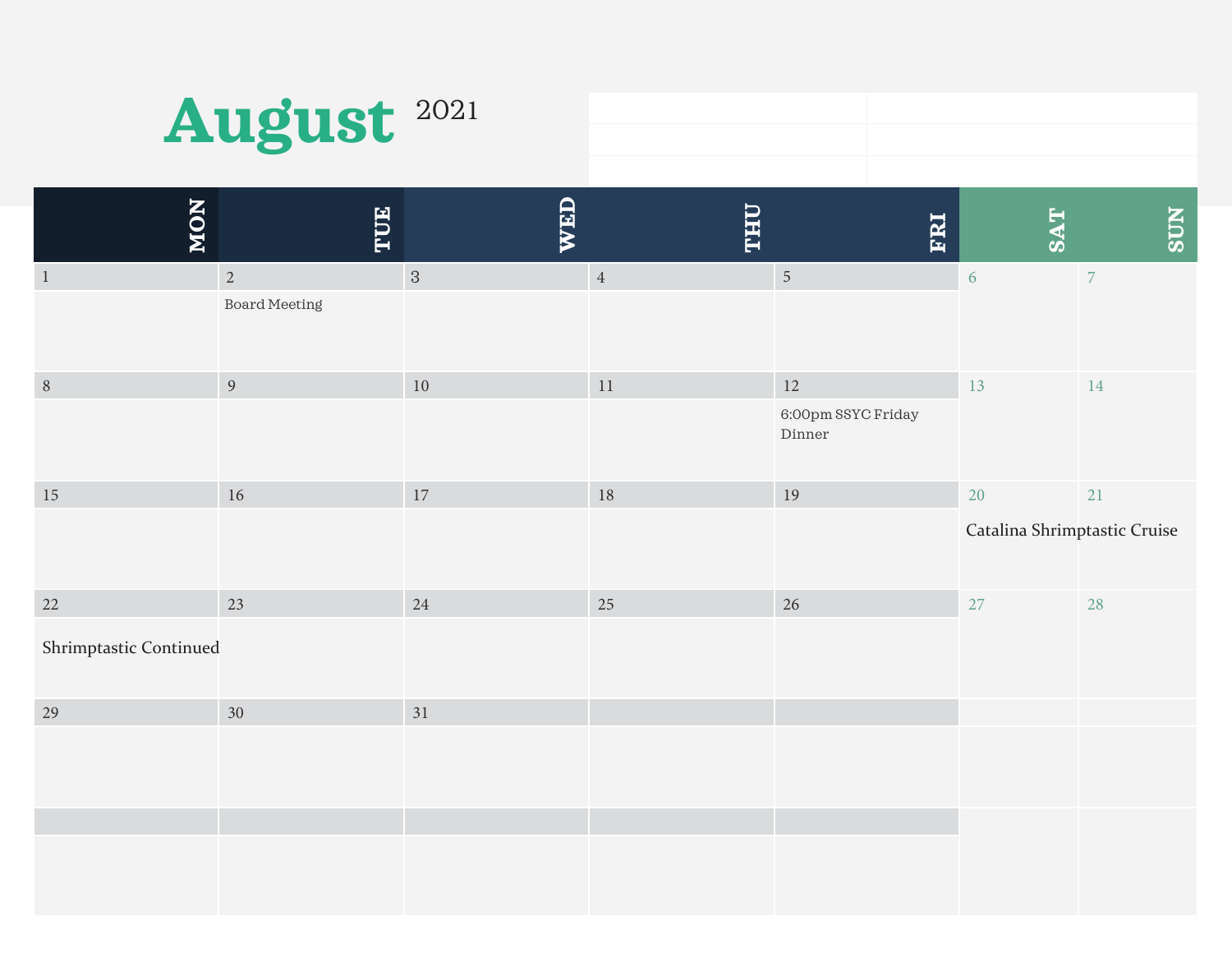# August 2021

| MON | TUE | WED | THU | FRI | SAT | SUN |
| --- | --- | --- | --- | --- | --- | --- |
| 1 | 2 Board Meeting | 3 | 4 | 5 | 6 | 7 |
| 8 | 9 | 10 | 11 | 12 6:00pm SSYC Friday Dinner | 13 | 14 |
| 15 | 16 | 17 | 18 | 19 | 20 Catalina Shrimptastic Cruise | 21 |
| 22 Shrimptastic Continued | 23 | 24 | 25 | 26 | 27 | 28 |
| 29 | 30 | 31 | | | | |
| | | | | | | |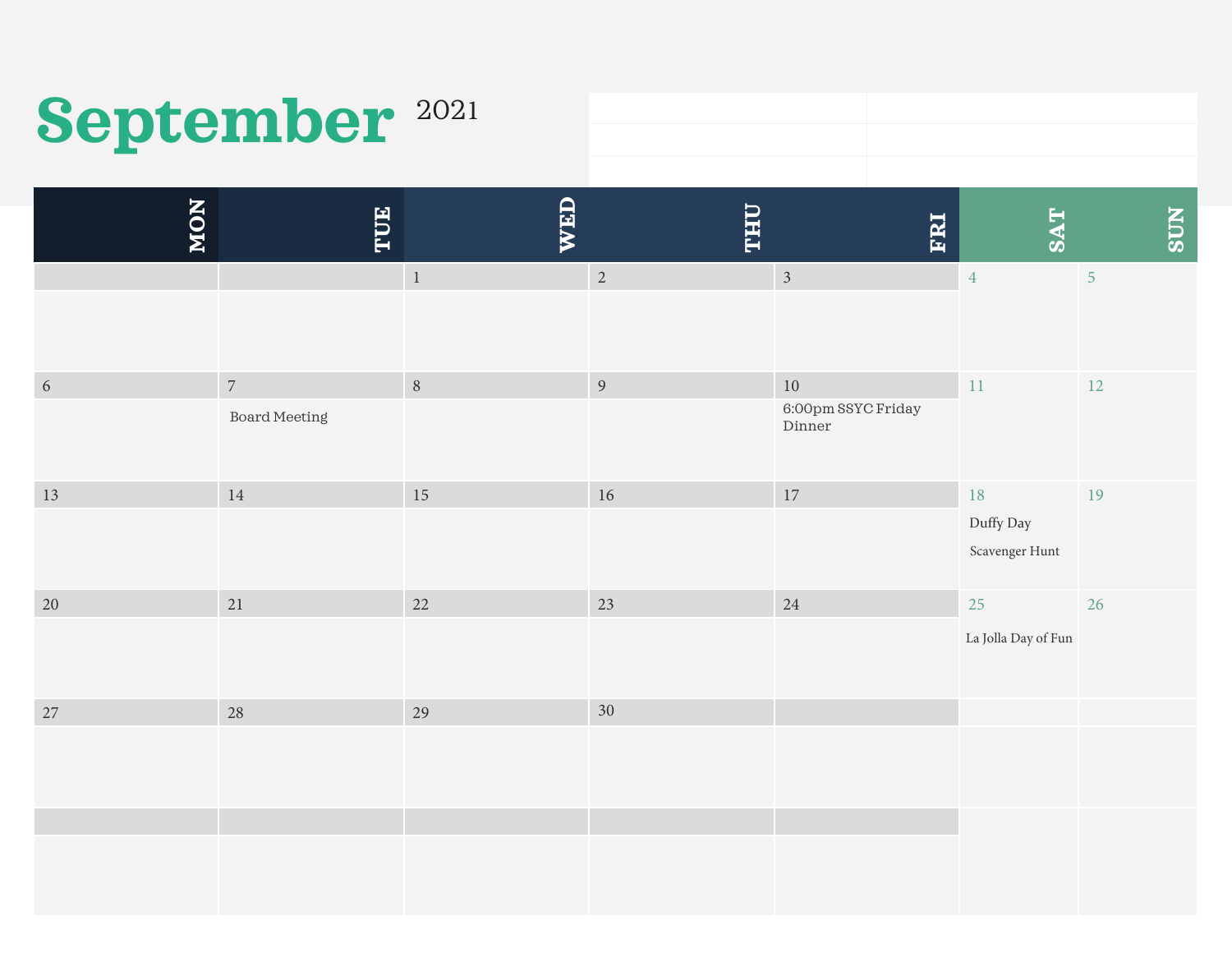# September 2021

| MON | TUE | WED | THU | FRI | SAT | SUN |
| --- | --- | --- | --- | --- | --- | --- |
| | | 1 | 2 | 3 | 4 | 5 |
| 6 | 7<br>Board Meeting | 8 | 9 | 10<br>6:00pm SSYC Friday Dinner | 11 | 12 |
| 13 | 14 | 15 | 16 | 17 | 18<br>Duffy Day<br>Scavenger Hunt | 19 |
| 20 | 21 | 22 | 23 | 24 | 25<br>La Jolla Day of Fun | 26 |
| 27 | 28 | 29 | 30 | | | |
| | | | | | | |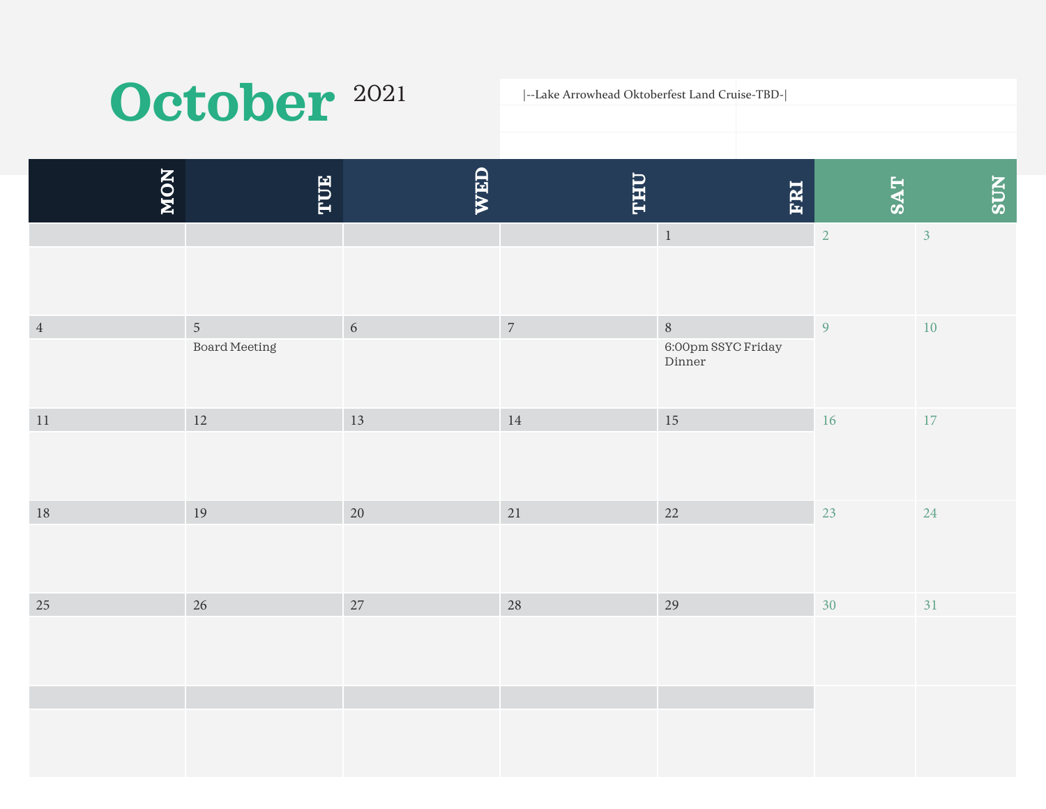# October 2021

|--Lake Arrowhead Oktoberfest Land Cruise-TBD-|

| MON | TUE | WED | THU | FRI | SAT | SUN |
| --- | --- | --- | --- | --- | --- | --- |
| | | | | 1 | 2 | 3 |
| 4 | 5<br>Board Meeting | 6 | 7 | 8<br>6:00pm SSYC Friday Dinner | 9 | 10 |
| 11 | 12 | 13 | 14 | 15 | 16 | 17 |
| 18 | 19 | 20 | 21 | 22 | 23 | 24 |
| 25 | 26 | 27 | 28 | 29 | 30 | 31 |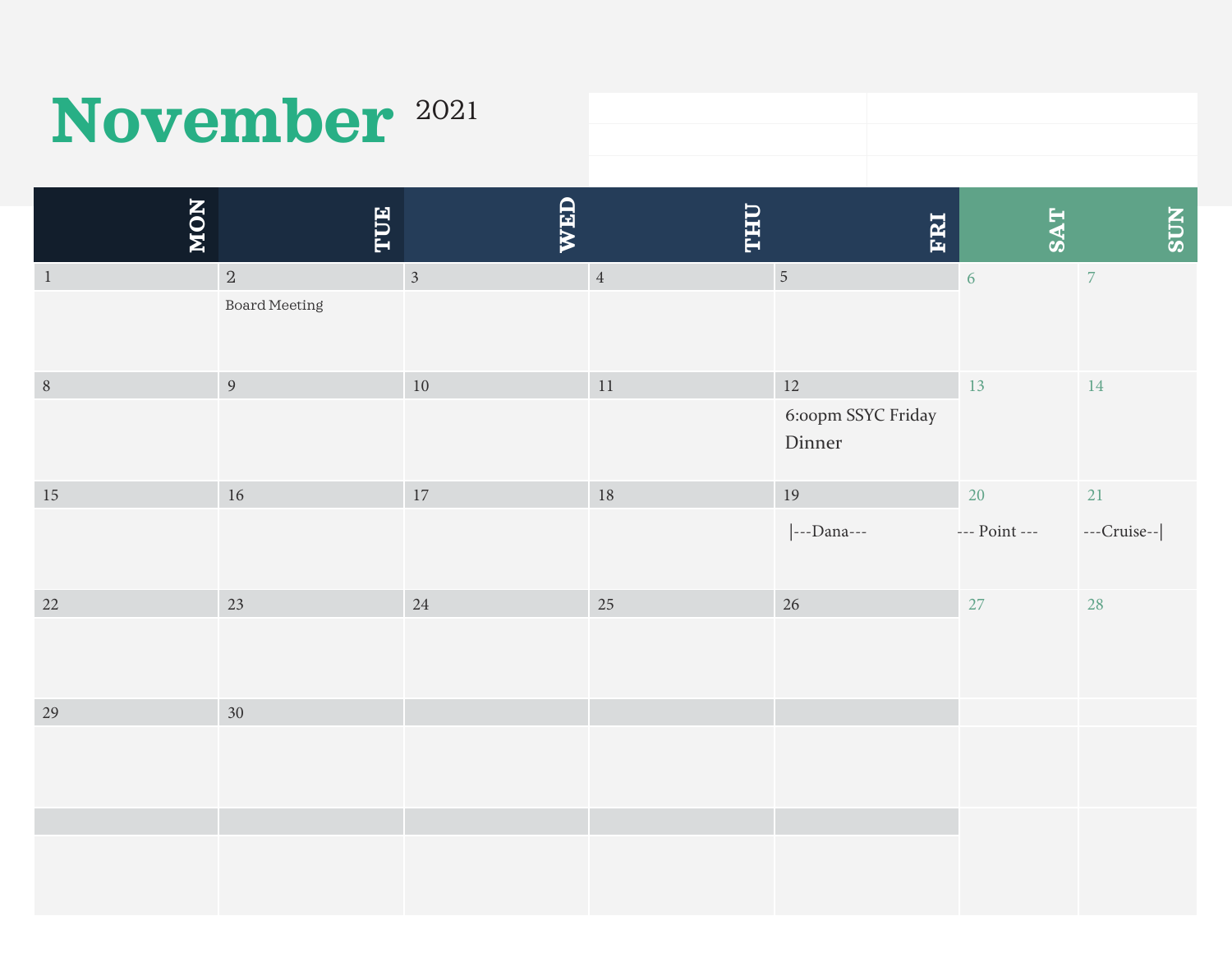# November 2021

| MON | TUE | WED | THU | FRI | SAT | SUN |
| --- | --- | --- | --- | --- | --- | --- |
| 1 | 2<br>Board Meeting | 3 | 4 | 5 | 6 | 7 |
| 8 | 9 | 10 | 11 | 12<br>6:oopm SSYC Friday Dinner | 13 | 14 |
| 15 | 16 | 17 | 18 | 19<br>\|---Dana--- | 20<br>--- Point --- | 21<br>---Cruise--\| |
| 22 | 23 | 24 | 25 | 26 | 27 | 28 |
| 29 | 30 | | | | | |
| | | | | | | |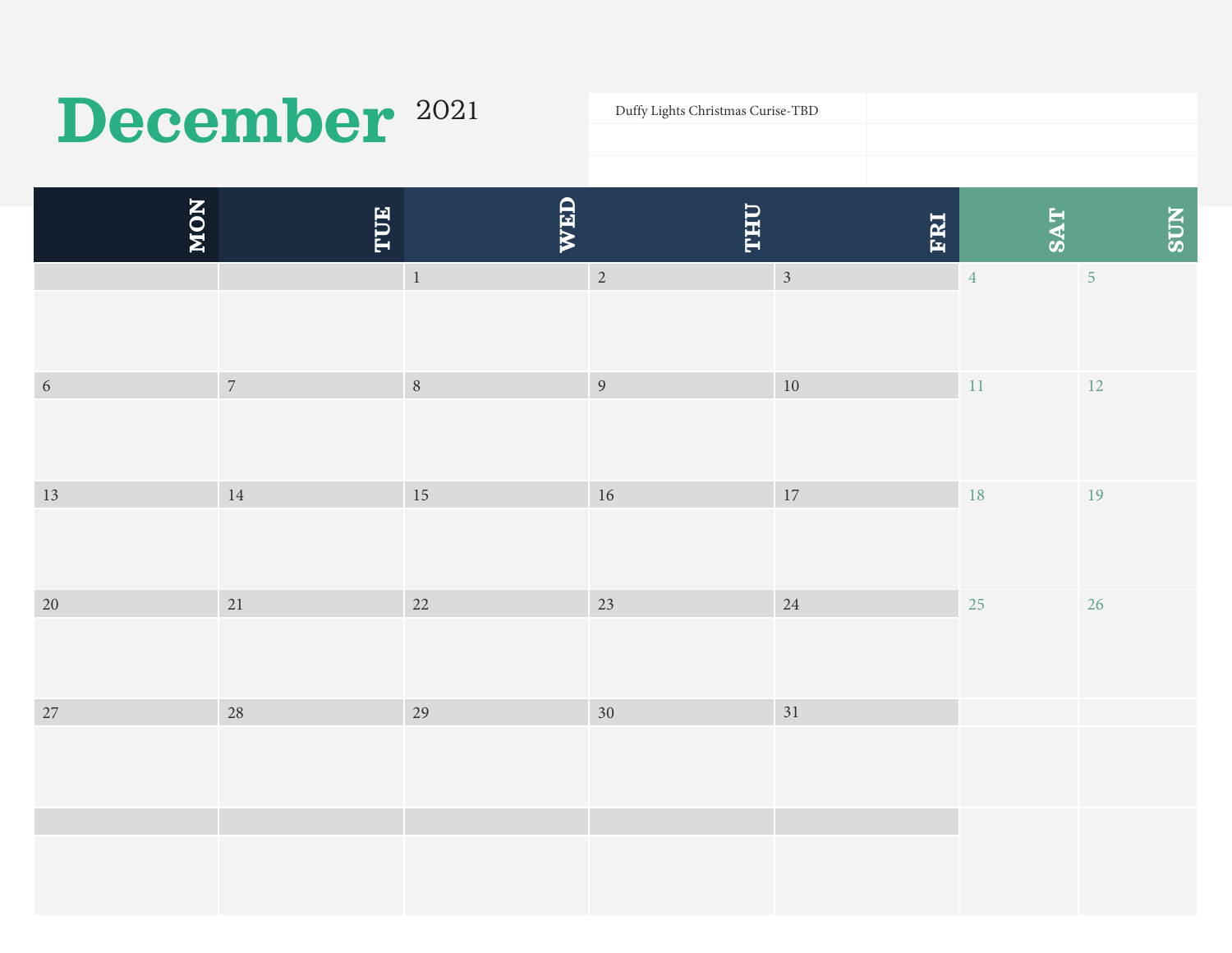# December 2021

Duffy Lights Christmas Curise-TBD

| MON | TUE | WED | THU | FRI | SAT | SUN |
|---|---|---|---|---|---|---|
| | | 1 | 2 | 3 | 4 | 5 |
| 6 | 7 | 8 | 9 | 10 | 11 | 12 |
| 13 | 14 | 15 | 16 | 17 | 18 | 19 |
| 20 | 21 | 22 | 23 | 24 | 25 | 26 |
| 27 | 28 | 29 | 30 | 31 | | |
| | | | | | | |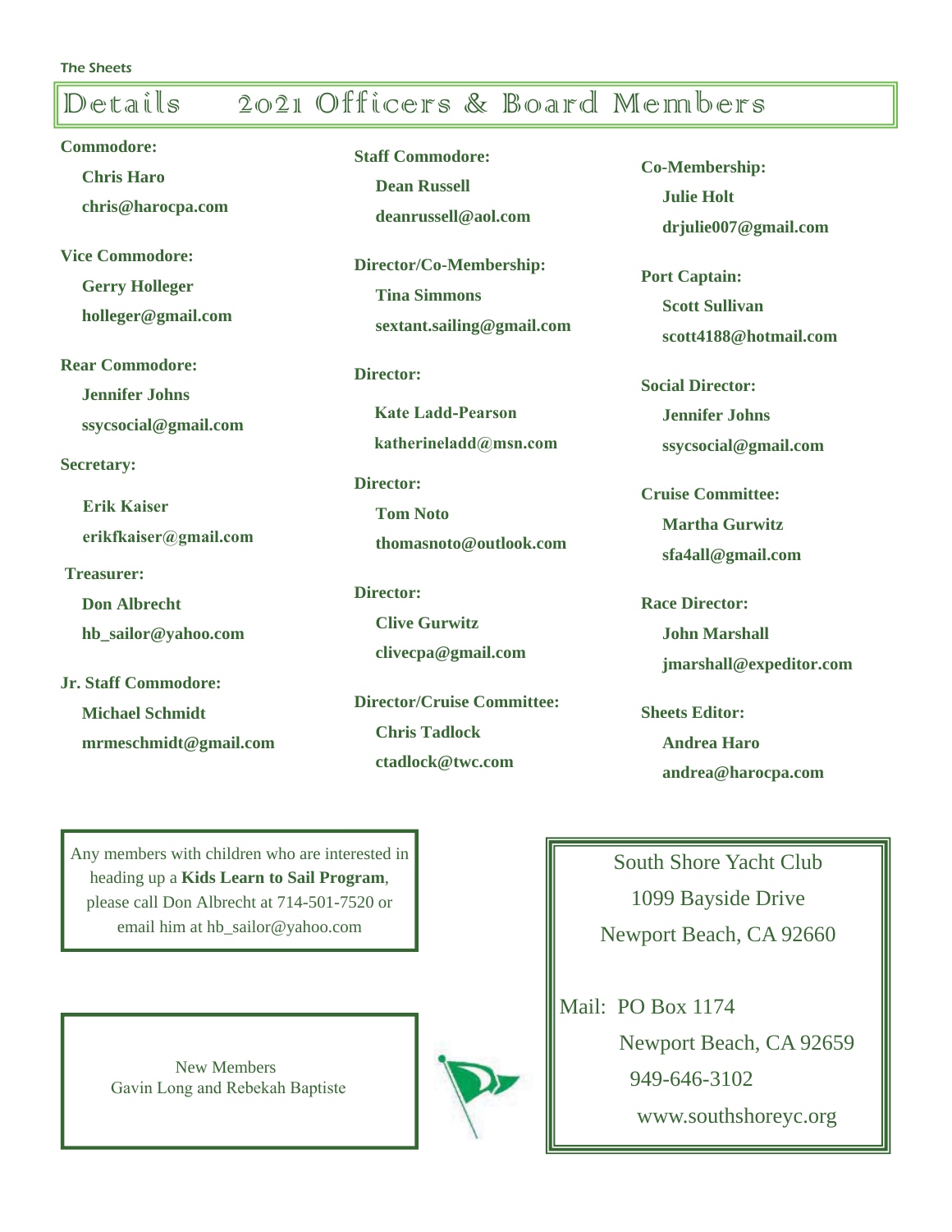## Details 2021 Officers & Board Members

**Commodore:**
**Chris Haro**
**chris@harocpa.com**

**Vice Commodore:**
**Gerry Holleger**
**holleger@gmail.com**

**Rear Commodore:**
**Jennifer Johns**
**ssycsocial@gmail.com**

**Secretary:**
**Erik Kaiser**
**erikfkaiser@gmail.com**

**Treasurer:**
**Don Albrecht**
**hb_sailor@yahoo.com**

**Jr. Staff Commodore:**
**Michael Schmidt**
**mrmeschmidt@gmail.com**

**Staff Commodore:**
**Dean Russell**
**deanrussell@aol.com**

**Director/Co-Membership:**
**Tina Simmons**
**sextant.sailing@gmail.com**

**Director:**
**Kate Ladd-Pearson**
**katherineladd@msn.com**

**Director:**
**Tom Noto**
**thomasnoto@outlook.com**

**Director:**
**Clive Gurwitz**
**clivecpa@gmail.com**

**Director/Cruise Committee:**
**Chris Tadlock**
**ctadlock@twc.com**

**Co-Membership:**
**Julie Holt**
**drjulie007@gmail.com**

**Port Captain:**
**Scott Sullivan**
**scott4188@hotmail.com**

**Social Director:**
**Jennifer Johns**
**ssycsocial@gmail.com**

**Cruise Committee:**
**Martha Gurwitz**
**sfa4all@gmail.com**

**Race Director:**
**John Marshall**
**jmarshall@expeditor.com**

**Sheets Editor:**
**Andrea Haro**
**andrea@harocpa.com**

Any members with children who are interested in heading up a **Kids Learn to Sail Program**, please call Don Albrecht at 714-501-7520 or email him at hb_sailor@yahoo.com

New Members
Gavin Long and Rebekah Baptiste

South Shore Yacht Club
1099 Bayside Drive
Newport Beach, CA 92660

Mail: PO Box 1174
Newport Beach, CA 92659
949-646-3102
www.southshoreyc.org